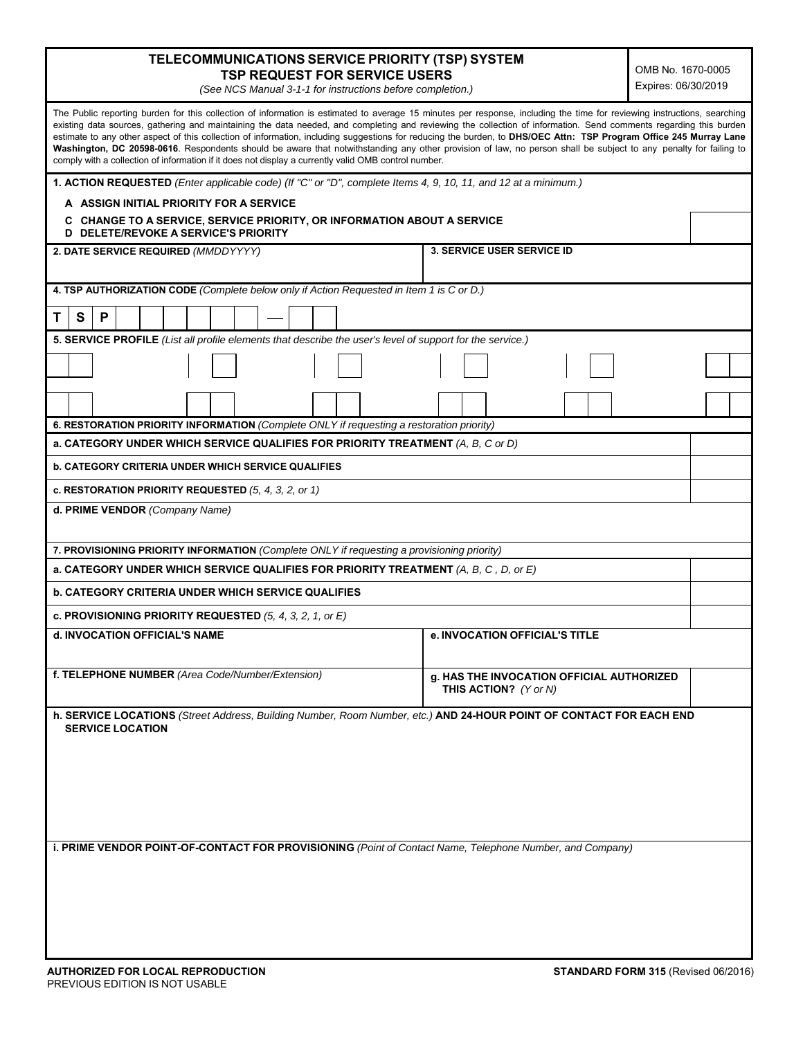# TELECOMMUNICATIONS SERVICE PRIORITY (TSP) SYSTEM
## TSP REQUEST FOR SERVICE USERS

*(See NCS Manual 3-1-1 for instructions before completion.)*

OMB No. 1670-0005
Expires: 06/30/2019

The Public reporting burden for this collection of information is estimated to average 15 minutes per response, including the time for reviewing instructions, searching existing data sources, gathering and maintaining the data needed, and completing and reviewing the collection of information. Send comments regarding this burden estimate to any other aspect of this collection of information, including suggestions for reducing the burden, to **DHS/OEC Attn: TSP Program Office 245 Murray Lane Washington, DC 20598-0616**. Respondents should be aware that notwithstanding any other provision of law, no person shall be subject to any penalty for failing to comply with a collection of information if it does not display a currently valid OMB control number.

**1. ACTION REQUESTED** *(Enter applicable code) (If "C" or "D", complete Items 4, 9, 10, 11, and 12 at a minimum.)*

- **A ASSIGN INITIAL PRIORITY FOR A SERVICE**
- **C CHANGE TO A SERVICE, SERVICE PRIORITY, OR INFORMATION ABOUT A SERVICE**
- **D DELETE/REVOKE A SERVICE'S PRIORITY**

| **2. DATE SERVICE REQUIRED** *(MMDDYYYY)* | **3. SERVICE USER SERVICE ID** |
|---|---|
| | |

**4. TSP AUTHORIZATION CODE** *(Complete below only if Action Requested in Item 1 is C or D.)*

T S P _ _ _ _ _ _ _ _ — _ _

**5. SERVICE PROFILE** *(List all profile elements that describe the user's level of support for the service.)*

**6. RESTORATION PRIORITY INFORMATION** *(Complete ONLY if requesting a restoration priority)*

| | |
|---|---|
| **a. CATEGORY UNDER WHICH SERVICE QUALIFIES FOR PRIORITY TREATMENT** *(A, B, C or D)* | |
| **b. CATEGORY CRITERIA UNDER WHICH SERVICE QUALIFIES** | |
| **c. RESTORATION PRIORITY REQUESTED** *(5, 4, 3, 2, or 1)* | |

**d. PRIME VENDOR** *(Company Name)*

**7. PROVISIONING PRIORITY INFORMATION** *(Complete ONLY if requesting a provisioning priority)*

| | |
|---|---|
| **a. CATEGORY UNDER WHICH SERVICE QUALIFIES FOR PRIORITY TREATMENT** *(A, B, C , D, or E)* | |
| **b. CATEGORY CRITERIA UNDER WHICH SERVICE QUALIFIES** | |
| **c. PROVISIONING PRIORITY REQUESTED** *(5, 4, 3, 2, 1, or E)* | |

| **d. INVOCATION OFFICIAL'S NAME** | **e. INVOCATION OFFICIAL'S TITLE** |
|---|---|
| | |
| **f. TELEPHONE NUMBER** *(Area Code/Number/Extension)* | **g. HAS THE INVOCATION OFFICIAL AUTHORIZED THIS ACTION?** *(Y or N)* |

**h. SERVICE LOCATIONS** *(Street Address, Building Number, Room Number, etc.)* **AND 24-HOUR POINT OF CONTACT FOR EACH END SERVICE LOCATION**

**i. PRIME VENDOR POINT-OF-CONTACT FOR PROVISIONING** *(Point of Contact Name, Telephone Number, and Company)*

**AUTHORIZED FOR LOCAL REPRODUCTION**
PREVIOUS EDITION IS NOT USABLE

**STANDARD FORM 315** (Revised 06/2016)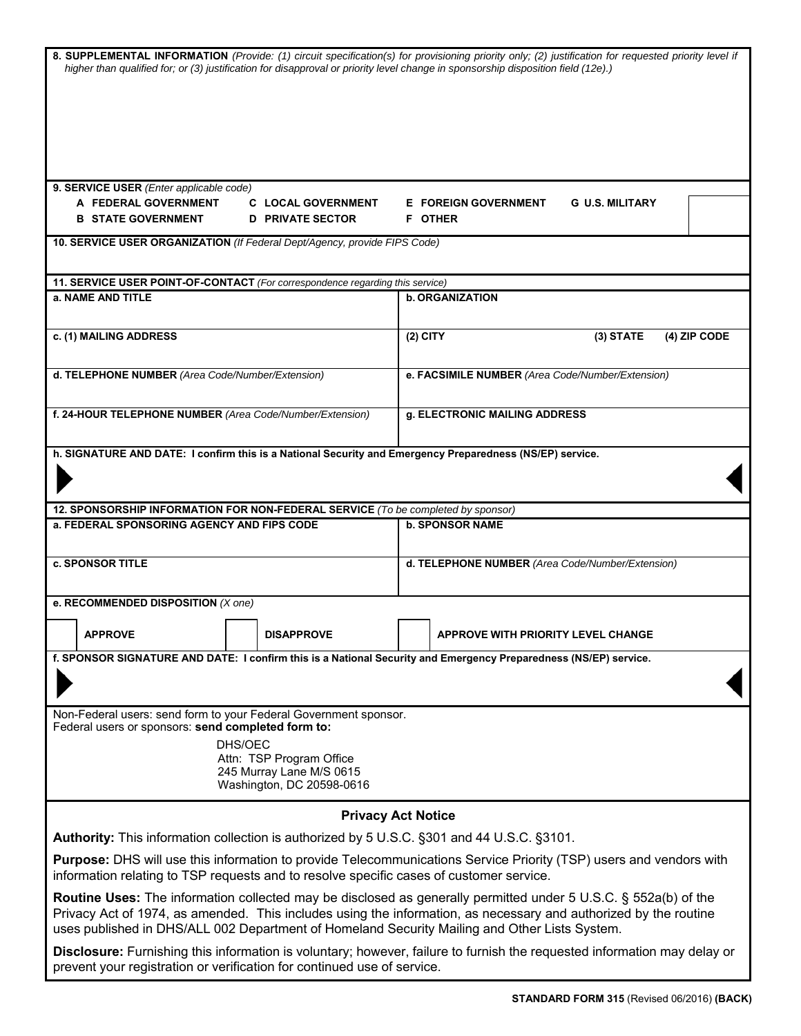**8. SUPPLEMENTAL INFORMATION** *(Provide: (1) circuit specification(s) for provisioning priority only; (2) justification for requested priority level if higher than qualified for; or (3) justification for disapproval or priority level change in sponsorship disposition field (12e).)*

**9. SERVICE USER** *(Enter applicable code)*

| | | | |
|---|---|---|---|
| **A FEDERAL GOVERNMENT** | **C LOCAL GOVERNMENT** | **E FOREIGN GOVERNMENT** | **G U.S. MILITARY** |
| **B STATE GOVERNMENT** | **D PRIVATE SECTOR** | **F OTHER** | |

**10. SERVICE USER ORGANIZATION** *(If Federal Dept/Agency, provide FIPS Code)*

**11. SERVICE USER POINT-OF-CONTACT** *(For correspondence regarding this service)*

| | |
|---|---|
| **a. NAME AND TITLE** | **b. ORGANIZATION** |
| **c. (1) MAILING ADDRESS** | **(2) CITY** **(3) STATE** **(4) ZIP CODE** |
| **d. TELEPHONE NUMBER** *(Area Code/Number/Extension)* | **e. FACSIMILE NUMBER** *(Area Code/Number/Extension)* |
| **f. 24-HOUR TELEPHONE NUMBER** *(Area Code/Number/Extension)* | **g. ELECTRONIC MAILING ADDRESS** |

**h. SIGNATURE AND DATE: I confirm this is a National Security and Emergency Preparedness (NS/EP) service.**

**12. SPONSORSHIP INFORMATION FOR NON-FEDERAL SERVICE** *(To be completed by sponsor)*

| | |
|---|---|
| **a. FEDERAL SPONSORING AGENCY AND FIPS CODE** | **b. SPONSOR NAME** |
| **c. SPONSOR TITLE** | **d. TELEPHONE NUMBER** *(Area Code/Number/Extension)* |

**e. RECOMMENDED DISPOSITION** *(X one)*

☐ **APPROVE** ☐ **DISAPPROVE** ☐ **APPROVE WITH PRIORITY LEVEL CHANGE**

**f. SPONSOR SIGNATURE AND DATE: I confirm this is a National Security and Emergency Preparedness (NS/EP) service.**

Non-Federal users: send form to your Federal Government sponsor.
Federal users or sponsors: **send completed form to:**

DHS/OEC
Attn: TSP Program Office
245 Murray Lane M/S 0615
Washington, DC 20598-0616

## Privacy Act Notice

**Authority:** This information collection is authorized by 5 U.S.C. §301 and 44 U.S.C. §3101.

**Purpose:** DHS will use this information to provide Telecommunications Service Priority (TSP) users and vendors with information relating to TSP requests and to resolve specific cases of customer service.

**Routine Uses:** The information collected may be disclosed as generally permitted under 5 U.S.C. § 552a(b) of the Privacy Act of 1974, as amended. This includes using the information, as necessary and authorized by the routine uses published in DHS/ALL 002 Department of Homeland Security Mailing and Other Lists System.

**Disclosure:** Furnishing this information is voluntary; however, failure to furnish the requested information may delay or prevent your registration or verification for continued use of service.

**STANDARD FORM 315** (Revised 06/2016) **(BACK)**